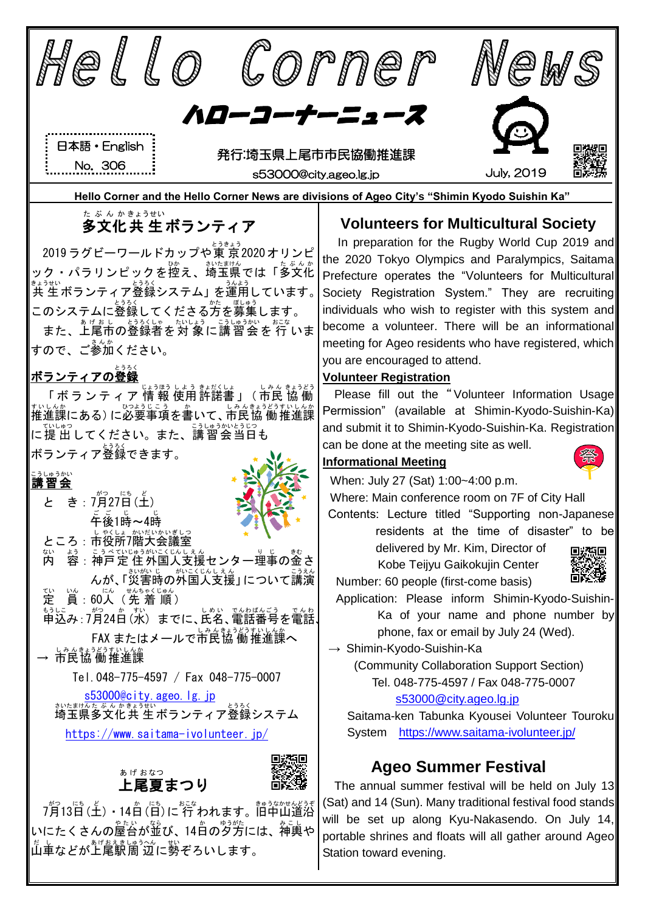# Hello Corner News

## ハローコーナーニュース

日本語・English
No. 306

発行:埼玉県上尾市市民協働推進課
s53000@city.ageo.lg.jp

July, 2019

**Hello Corner and the Hello Corner News are divisions of Ageo City's "Shimin Kyodo Suishin Ka"**

## 多文化共生ボランティア

2019ラグビーワールドカップや東京2020オリンピック・パラリンピックを控え、埼玉県では「多文化共生ボランティア登録システム」を運用しています。このシステムに登録してくださる方を募集します。

また、上尾市の登録者を対象に講習会を行いますので、ご参加ください。

**ボランティアの登録**

「ボランティア情報使用許諾書」(市民協働推進課にある)に必要事項を書いて、市民協働推進課に提出してください。また、講習会当日もボランティア登録できます。

**講習会**

と　き：7月27日(土)
　　　　午後1時～4時
ところ：市役所7階大会議室
内　容：神戸定住外国人支援センター理事の金さんが、「災害時の外国人支援」について講演
定　員：60人(先着順)
申込み：7月24日(水) までに、氏名、電話番号を電話、FAX またはメールで市民協働推進課へ
→ 市民協働推進課
Tel.048-775-4597 / Fax 048-775-0007
s53000@city.ageo.lg.jp
埼玉県多文化共生ボランティア登録システム
https://www.saitama-ivolunteer.jp/

## Volunteers for Multicultural Society

In preparation for the Rugby World Cup 2019 and the 2020 Tokyo Olympics and Paralympics, Saitama Prefecture operates the "Volunteers for Multicultural Society Registration System." They are recruiting individuals who wish to register with this system and become a volunteer. There will be an informational meeting for Ageo residents who have registered, which you are encouraged to attend.

**Volunteer Registration**

Please fill out the "Volunteer Information Usage Permission" (available at Shimin-Kyodo-Suishin-Ka) and submit it to Shimin-Kyodo-Suishin-Ka. Registration can be done at the meeting site as well.

**Informational Meeting**

When: July 27 (Sat) 1:00~4:00 p.m.
Where: Main conference room on 7F of City Hall
Contents: Lecture titled "Supporting non-Japanese residents at the time of disaster" to be delivered by Mr. Kim, Director of Kobe Teijyu Gaikokujin Center
Number: 60 people (first-come basis)
Application: Please inform Shimin-Kyodo-Suishin-Ka of your name and phone number by phone, fax or email by July 24 (Wed).
→ Shimin-Kyodo-Suishin-Ka
(Community Collaboration Support Section)
Tel. 048-775-4597 / Fax 048-775-0007
s53000@city.ageo.lg.jp
Saitama-ken Tabunka Kyousei Volunteer Touroku System　https://www.saitama-ivolunteer.jp/

## 上尾夏まつり

7月13日(土)・14日(日)に行われます。旧中山道沿いにたくさんの屋台が並び、14日の夕方には、神輿や山車などが上尾駅周辺に勢ぞろいします。

## Ageo Summer Festival

The annual summer festival will be held on July 13 (Sat) and 14 (Sun). Many traditional festival food stands will be set up along Kyu-Nakasendo. On July 14, portable shrines and floats will all gather around Ageo Station toward evening.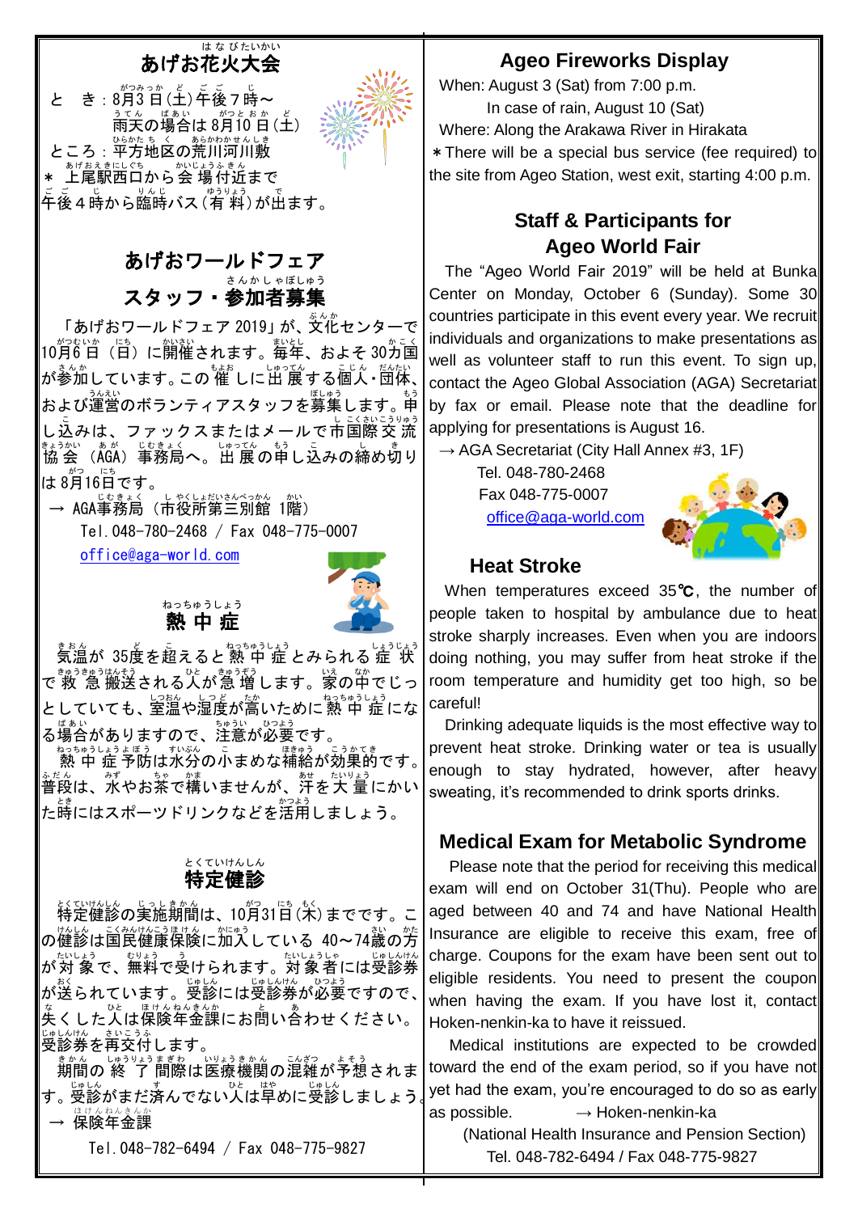## あげお花火大会

と　き：8月3日(土)午後7時～
雨天の場合は8月10日(土)
ところ：平方地区の荒川河川敷
＊ 上尾駅西口から会場付近まで午後4時から臨時バス(有料)が出ます。

## あげおワールドフェア スタッフ・参加者募集

「あげおワールドフェア 2019」が、文化センターで10月6日（日）に開催されます。毎年、およそ30カ国が参加しています。この催しに出展する個人・団体、および運営のボランティアスタッフを募集します。申し込みは、ファックスまたはメールで市国際交流協会（AGA）事務局へ。出展の申し込みの締め切りは8月16日です。

→ AGA事務局（市役所第三別館 1階）
Tel.048-780-2468 / Fax 048-775-0007
office@aga-world.com

## 熱中症

気温が35度を超えると熱中症とみられる症状で救急搬送される人が急増します。家の中でじっとしていても、室温や湿度が高いために熱中症になる場合がありますので、注意が必要です。

熱中症予防は水分の小まめな補給が効果的です。普段は、水やお茶で構いませんが、汗を大量にかいた時にはスポーツドリンクなどを活用しましょう。

## 特定健診

特定健診の実施期間は、10月31日(木)までです。この健診は国民健康保険に加入している40～74歳の方が対象で、無料で受けられます。対象者には受診券が送られています。受診には受診券が必要ですので、失くした人は保険年金課にお問い合わせください。受診券を再交付します。

期間の終了間際は医療機関の混雑が予想されます。受診がまだ済んでいない人は早めに受診しましょう。

→ 保険年金課
Tel.048-782-6494 / Fax 048-775-9827

## Ageo Fireworks Display

When: August 3 (Sat) from 7:00 p.m.
In case of rain, August 10 (Sat)
Where: Along the Arakawa River in Hirakata
＊There will be a special bus service (fee required) to the site from Ageo Station, west exit, starting 4:00 p.m.

## Staff & Participants for Ageo World Fair

The "Ageo World Fair 2019" will be held at Bunka Center on Monday, October 6 (Sunday). Some 30 countries participate in this event every year. We recruit individuals and organizations to make presentations as well as volunteer staff to run this event. To sign up, contact the Ageo Global Association (AGA) Secretariat by fax or email. Please note that the deadline for applying for presentations is August 16.

→ AGA Secretariat (City Hall Annex #3, 1F)
Tel. 048-780-2468
Fax 048-775-0007
office@aga-world.com

## Heat Stroke

When temperatures exceed 35℃, the number of people taken to hospital by ambulance due to heat stroke sharply increases. Even when you are indoors doing nothing, you may suffer from heat stroke if the room temperature and humidity get too high, so be careful!

Drinking adequate liquids is the most effective way to prevent heat stroke. Drinking water or tea is usually enough to stay hydrated, however, after heavy sweating, it's recommended to drink sports drinks.

## Medical Exam for Metabolic Syndrome

Please note that the period for receiving this medical exam will end on October 31(Thu). People who are aged between 40 and 74 and have National Health Insurance are eligible to receive this exam, free of charge. Coupons for the exam have been sent out to eligible residents. You need to present the coupon when having the exam. If you have lost it, contact Hoken-nenkin-ka to have it reissued.

Medical institutions are expected to be crowded toward the end of the exam period, so if you have not yet had the exam, you're encouraged to do so as early as possible. → Hoken-nenkin-ka
(National Health Insurance and Pension Section)
Tel. 048-782-6494 / Fax 048-775-9827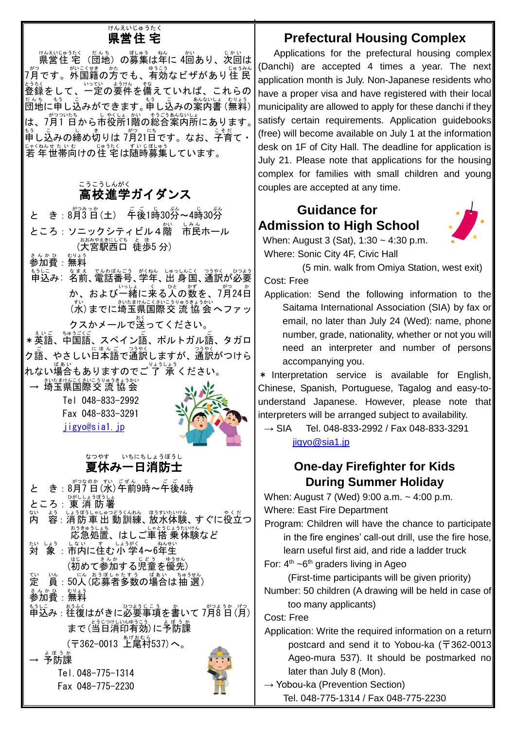## 県営住宅

県営住宅（団地）の募集は年に4回あり、次回は7月です。外国籍の方でも、有効なビザがあり住民登録をして、一定の要件を備えていれば、これらの団地に申し込みができます。申し込みの案内書（無料）は、7月1日から市役所1階の総合案内所にあります。申し込みの締め切りは7月21日です。なお、子育て・若年世帯向けの住宅は随時募集しています。

## 高校進学ガイダンス

と　き：8月3日（土）　午後1時30分～4時30分

ところ：ソニックシティビル4階　市民ホール
（大宮駅西口　徒歩5分）

参加費：無料

申込み：名前、電話番号、学年、出身国、通訳が必要か、および一緒に来る人の数を、7月24日（水）までに埼玉県国際交流協会へファックスかメールで送ってください。

*英語、中国語、スペイン語、ポルトガル語、タガログ語、やさしい日本語で通訳しますが、通訳がつけられない場合もありますのでご了承ください。

→ 埼玉県国際交流協会
Tel 048-833-2992
Fax 048-833-3291
jigyo@sia1.jp

## 夏休み一日消防士

と　き：8月7日（水）午前9時～午後4時

ところ：東消防署

内　容：消防車出動訓練、放水体験、すぐに役立つ応急処置、はしご車搭乗体験など

対　象：市内に住む小学4～6年生
（初めて参加する児童を優先）

定　員：50人（応募者多数の場合は抽選）

参加費：無料

申込み：往復はがきに必要事項を書いて7月8日（月）まで（当日消印有効）に予防課
（〒362-0013 上尾村537）へ。

→ 予防課
Tel. 048-775-1314
Fax 048-775-2230

## Prefectural Housing Complex

Applications for the prefectural housing complex (Danchi) are accepted 4 times a year. The next application month is July. Non-Japanese residents who have a proper visa and have registered with their local municipality are allowed to apply for these danchi if they satisfy certain requirements. Application guidebooks (free) will become available on July 1 at the information desk on 1F of City Hall. The deadline for application is July 21. Please note that applications for the housing complex for families with small children and young couples are accepted at any time.

## Guidance for Admission to High School

When: August 3 (Sat), 1:30 ~ 4:30 p.m.

Where: Sonic City 4F, Civic Hall
(5 min. walk from Omiya Station, west exit)

Cost: Free

Application: Send the following information to the Saitama International Association (SIA) by fax or email, no later than July 24 (Wed): name, phone number, grade, nationality, whether or not you will need an interpreter and number of persons accompanying you.

* Interpretation service is available for English, Chinese, Spanish, Portuguese, Tagalog and easy-to-understand Japanese. However, please note that interpreters will be arranged subject to availability.

→ SIA　Tel. 048-833-2992 / Fax 048-833-3291
jigyo@sia1.jp

## One-day Firefighter for Kids During Summer Holiday

When: August 7 (Wed) 9:00 a.m. ~ 4:00 p.m.

Where: East Fire Department

Program: Children will have the chance to participate in the fire engines' call-out drill, use the fire hose, learn useful first aid, and ride a ladder truck

For: 4th ~6th graders living in Ageo
(First-time participants will be given priority)

Number: 50 children (A drawing will be held in case of too many applicants)

Cost: Free

Application: Write the required information on a return postcard and send it to Yobou-ka (〒362-0013 Ageo-mura 537). It should be postmarked no later than July 8 (Mon).

→ Yobou-ka (Prevention Section)
Tel. 048-775-1314 / Fax 048-775-2230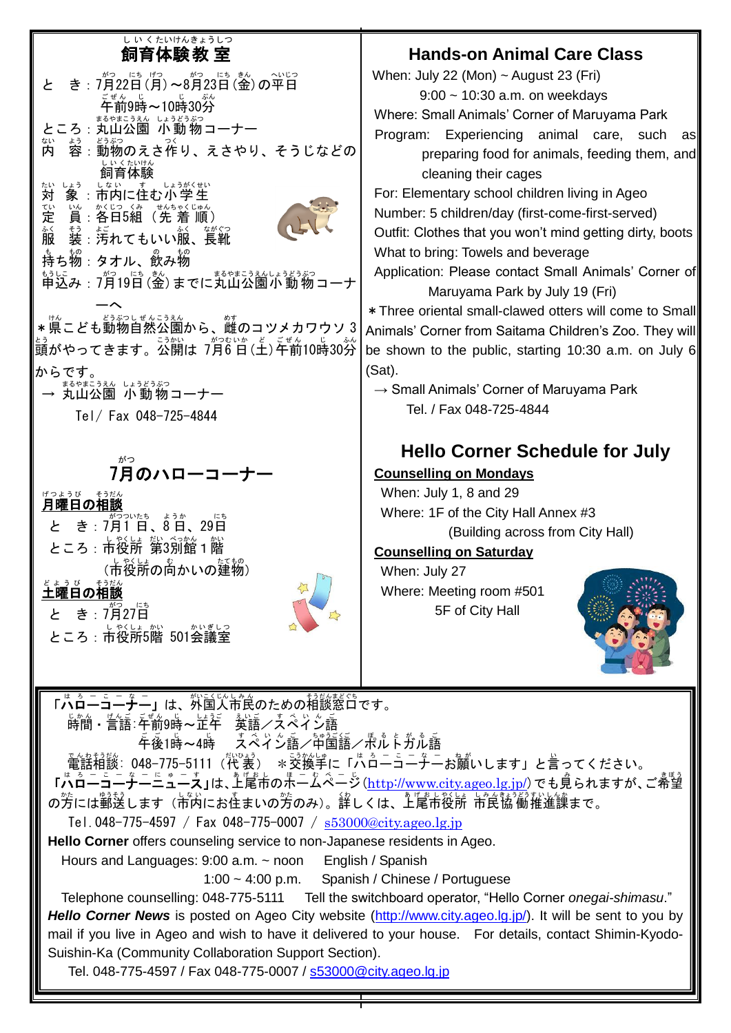## 飼育体験教室

と　き：7月22日（月）～8月23日（金）の平日
午前9時～10時30分
ところ：丸山公園 小動物コーナー
内　容：動物のえさ作り、えさやり、そうじなどの飼育体験
対　象：市内に住む小学生
定　員：各日5組（先着順）
服　装：汚れてもいい服、長靴
持ち物：タオル、飲み物
申込み：7月19日（金）までに丸山公園小動物コーナーへ

＊県こども動物自然公園から、雌のコツメカワウソ3頭がやってきます。公開は7月6日（土）午前10時30分からです。

→ 丸山公園 小動物コーナー
Tel/ Fax 048-725-4844

## Hands-on Animal Care Class

When: July 22 (Mon) ~ August 23 (Fri)
9:00 ~ 10:30 a.m. on weekdays
Where: Small Animals' Corner of Maruyama Park
Program: Experiencing animal care, such as preparing food for animals, feeding them, and cleaning their cages
For: Elementary school children living in Ageo
Number: 5 children/day (first-come-first-served)
Outfit: Clothes that you won't mind getting dirty, boots
What to bring: Towels and beverage
Application: Please contact Small Animals' Corner of Maruyama Park by July 19 (Fri)

＊Three oriental small-clawed otters will come to Small Animals' Corner from Saitama Children's Zoo. They will be shown to the public, starting 10:30 a.m. on July 6 (Sat).

→ Small Animals' Corner of Maruyama Park
Tel. / Fax 048-725-4844

## 7月のハローコーナー

**月曜日の相談**
と　き：7月1日、8日、29日
ところ：市役所 第3別館1階
（市役所の向かいの建物）

**土曜日の相談**
と　き：7月27日
ところ：市役所5階 501会議室

## Hello Corner Schedule for July

**Counselling on Mondays**
When: July 1, 8 and 29
Where: 1F of the City Hall Annex #3
(Building across from City Hall)

**Counselling on Saturday**
When: July 27
Where: Meeting room #501
5F of City Hall

---

「ハローコーナー」は、外国人市民のための相談窓口です。
時間・言語：午前9時～正午　英語／スペイン語
午後1時～4時　スペイン語／中国語／ポルトガル語
電話相談：048-775-5111（代表）　＊交換手に「ハローコーナーお願いします」と言ってください。
「ハローコーナーニュース」は、上尾市のホームページ（http://www.city.ageo.lg.jp/）でも見られますが、ご希望の方には郵送します（市内にお住まいの方のみ）。詳しくは、上尾市役所 市民協働推進課まで。
Tel. 048-775-4597 / Fax 048-775-0007 / s53000@city.ageo.lg.jp

**Hello Corner** offers counseling service to non-Japanese residents in Ageo.
Hours and Languages: 9:00 a.m. ~ noon　English / Spanish
1:00 ~ 4:00 p.m.　Spanish / Chinese / Portuguese
Telephone counselling: 048-775-5111　Tell the switchboard operator, "Hello Corner *onegai-shimasu*."
***Hello Corner News*** is posted on Ageo City website (http://www.city.ageo.lg.jp/). It will be sent to you by mail if you live in Ageo and wish to have it delivered to your house. For details, contact Shimin-Kyodo-Suishin-Ka (Community Collaboration Support Section).
Tel. 048-775-4597 / Fax 048-775-0007 / s53000@city.ageo.lg.jp